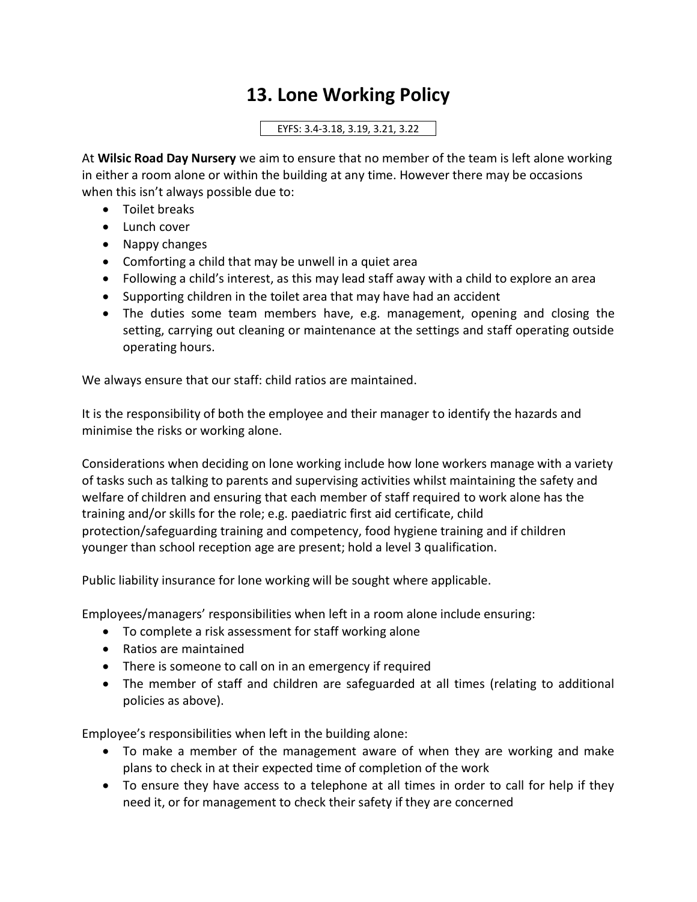# 13. Lone Working Policy

EYFS: 3.4-3.18, 3.19, 3.21, 3.22

At **Wilsic Road Day Nursery** we aim to ensure that no member of the team is left alone working in either a room alone or within the building at any time. However there may be occasions when this isn't always possible due to:

- Toilet breaks
- Lunch cover
- Nappy changes
- Comforting a child that may be unwell in a quiet area
- Following a child's interest, as this may lead staff away with a child to explore an area
- Supporting children in the toilet area that may have had an accident
- The duties some team members have, e.g. management, opening and closing the setting, carrying out cleaning or maintenance at the settings and staff operating outside operating hours.

We always ensure that our staff: child ratios are maintained.

It is the responsibility of both the employee and their manager to identify the hazards and minimise the risks or working alone.

Considerations when deciding on lone working include how lone workers manage with a variety of tasks such as talking to parents and supervising activities whilst maintaining the safety and welfare of children and ensuring that each member of staff required to work alone has the training and/or skills for the role; e.g. paediatric first aid certificate, child protection/safeguarding training and competency, food hygiene training and if children younger than school reception age are present; hold a level 3 qualification.

Public liability insurance for lone working will be sought where applicable.

Employees/managers' responsibilities when left in a room alone include ensuring:

- To complete a risk assessment for staff working alone
- Ratios are maintained
- There is someone to call on in an emergency if required
- The member of staff and children are safeguarded at all times (relating to additional policies as above).

Employee's responsibilities when left in the building alone:

- To make a member of the management aware of when they are working and make plans to check in at their expected time of completion of the work
- To ensure they have access to a telephone at all times in order to call for help if they need it, or for management to check their safety if they are concerned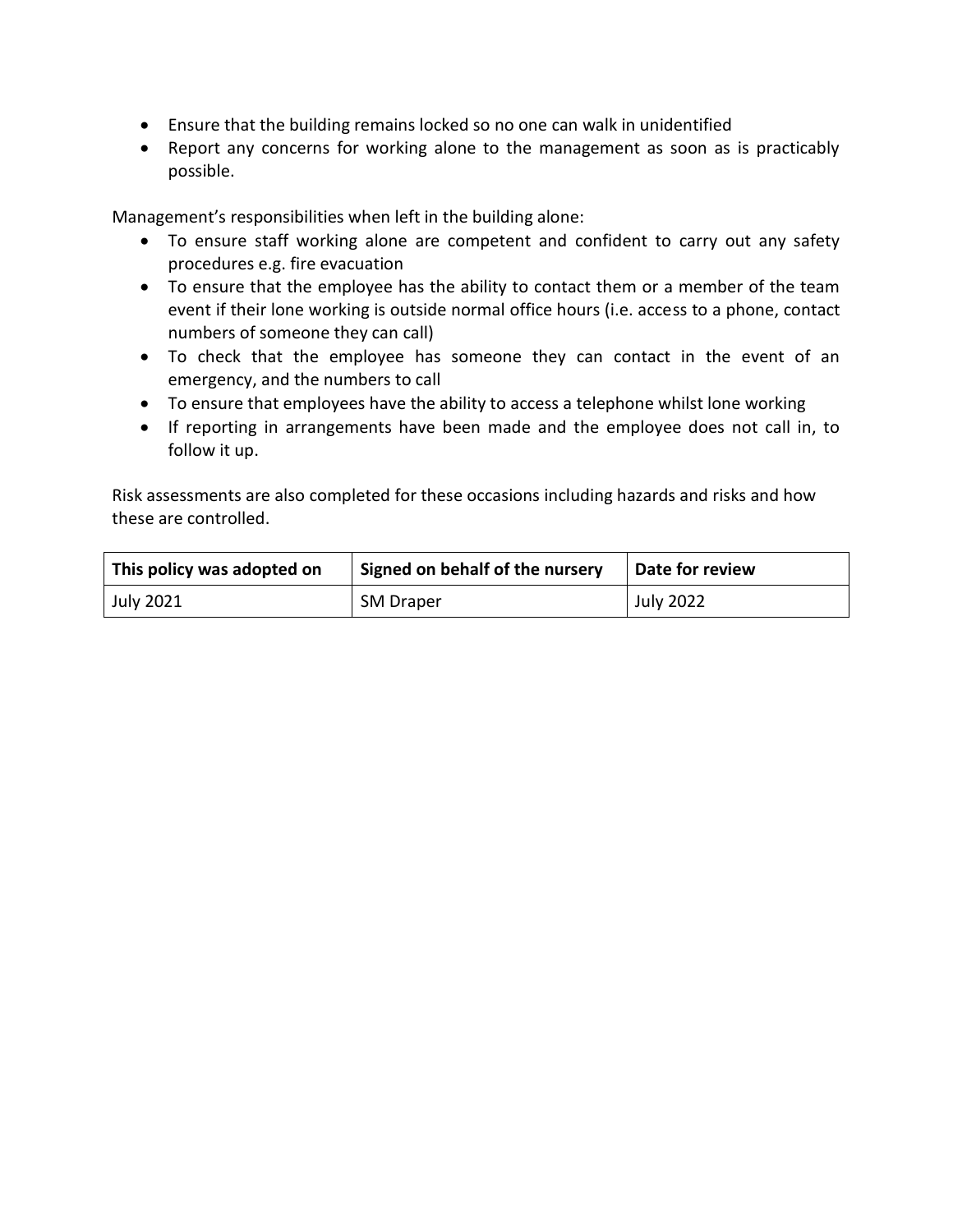- Ensure that the building remains locked so no one can walk in unidentified
- Report any concerns for working alone to the management as soon as is practicably possible.

Management's responsibilities when left in the building alone:

- To ensure staff working alone are competent and confident to carry out any safety procedures e.g. fire evacuation
- To ensure that the employee has the ability to contact them or a member of the team event if their lone working is outside normal office hours (i.e. access to a phone, contact numbers of someone they can call)
- To check that the employee has someone they can contact in the event of an emergency, and the numbers to call
- To ensure that employees have the ability to access a telephone whilst lone working
- If reporting in arrangements have been made and the employee does not call in, to follow it up.

Risk assessments are also completed for these occasions including hazards and risks and how these are controlled.

| This policy was adopted on | Signed on behalf of the nursery | Date for review |
|---|---|---|
| July 2021 | SM Draper | July 2022 |